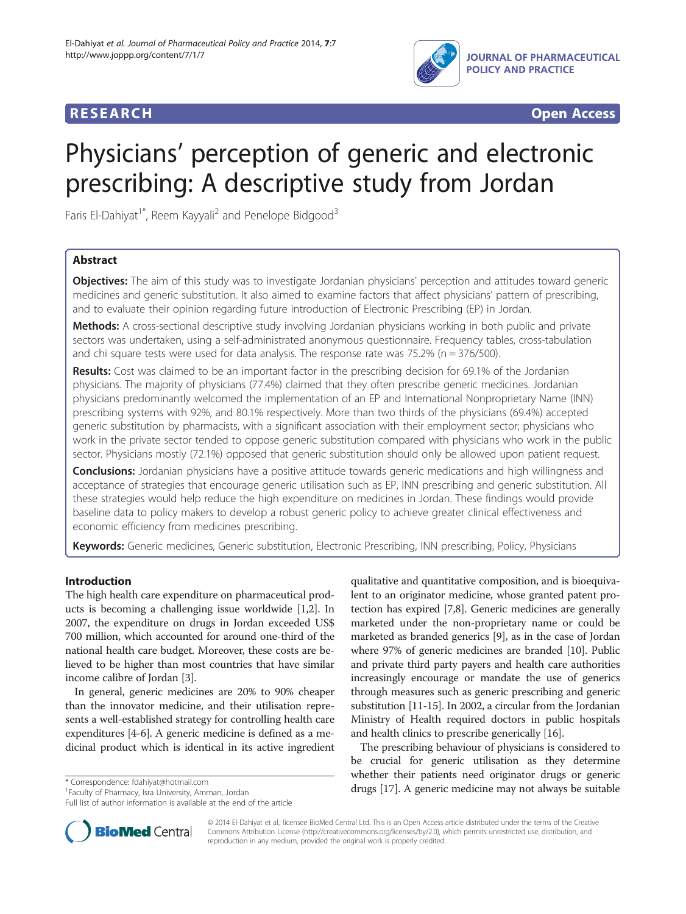RESEARCH Open Access

# Physicians' perception of generic and electronic prescribing: A descriptive study from Jordan

Faris El-Dahiyat[1*], Reem Kayyali[2] and Penelope Bidgood[3]

## Abstract

**Objectives:** The aim of this study was to investigate Jordanian physicians' perception and attitudes toward generic medicines and generic substitution. It also aimed to examine factors that affect physicians' pattern of prescribing, and to evaluate their opinion regarding future introduction of Electronic Prescribing (EP) in Jordan.

**Methods:** A cross-sectional descriptive study involving Jordanian physicians working in both public and private sectors was undertaken, using a self-administrated anonymous questionnaire. Frequency tables, cross-tabulation and chi square tests were used for data analysis. The response rate was 75.2% (n = 376/500).

**Results:** Cost was claimed to be an important factor in the prescribing decision for 69.1% of the Jordanian physicians. The majority of physicians (77.4%) claimed that they often prescribe generic medicines. Jordanian physicians predominantly welcomed the implementation of an EP and International Nonproprietary Name (INN) prescribing systems with 92%, and 80.1% respectively. More than two thirds of the physicians (69.4%) accepted generic substitution by pharmacists, with a significant association with their employment sector; physicians who work in the private sector tended to oppose generic substitution compared with physicians who work in the public sector. Physicians mostly (72.1%) opposed that generic substitution should only be allowed upon patient request.

**Conclusions:** Jordanian physicians have a positive attitude towards generic medications and high willingness and acceptance of strategies that encourage generic utilisation such as EP, INN prescribing and generic substitution. All these strategies would help reduce the high expenditure on medicines in Jordan. These findings would provide baseline data to policy makers to develop a robust generic policy to achieve greater clinical effectiveness and economic efficiency from medicines prescribing.

**Keywords:** Generic medicines, Generic substitution, Electronic Prescribing, INN prescribing, Policy, Physicians

## Introduction

The high health care expenditure on pharmaceutical products is becoming a challenging issue worldwide [1,2]. In 2007, the expenditure on drugs in Jordan exceeded US$ 700 million, which accounted for around one-third of the national health care budget. Moreover, these costs are believed to be higher than most countries that have similar income calibre of Jordan [3].

In general, generic medicines are 20% to 90% cheaper than the innovator medicine, and their utilisation represents a well-established strategy for controlling health care expenditures [4-6]. A generic medicine is defined as a medicinal product which is identical in its active ingredient qualitative and quantitative composition, and is bioequivalent to an originator medicine, whose granted patent protection has expired [7,8]. Generic medicines are generally marketed under the non-proprietary name or could be marketed as branded generics [9], as in the case of Jordan where 97% of generic medicines are branded [10]. Public and private third party payers and health care authorities increasingly encourage or mandate the use of generics through measures such as generic prescribing and generic substitution [11-15]. In 2002, a circular from the Jordanian Ministry of Health required doctors in public hospitals and health clinics to prescribe generically [16].

The prescribing behaviour of physicians is considered to be crucial for generic utilisation as they determine whether their patients need originator drugs or generic drugs [17]. A generic medicine may not always be suitable

\* Correspondence: fdahiyat@hotmail.com
[1]Faculty of Pharmacy, Isra University, Amman, Jordan
Full list of author information is available at the end of the article

© 2014 El-Dahiyat et al.; licensee BioMed Central Ltd. This is an Open Access article distributed under the terms of the Creative Commons Attribution License (http://creativecommons.org/licenses/by/2.0), which permits unrestricted use, distribution, and reproduction in any medium, provided the original work is properly credited.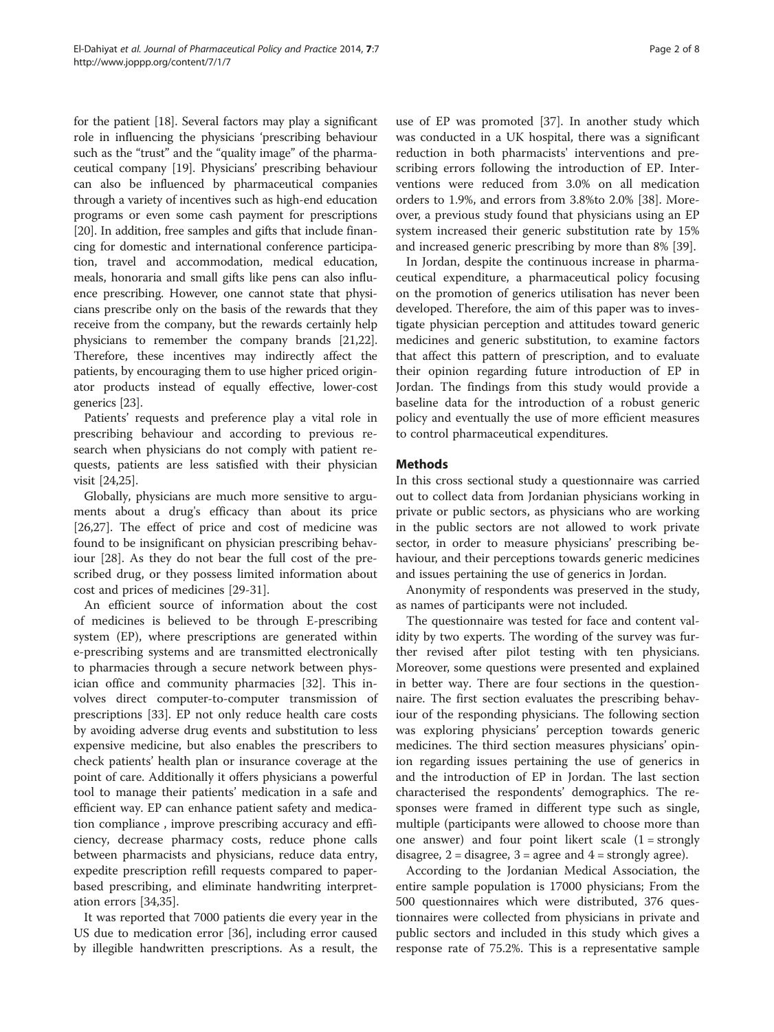for the patient [18]. Several factors may play a significant role in influencing the physicians 'prescribing behaviour such as the "trust" and the "quality image" of the pharmaceutical company [19]. Physicians' prescribing behaviour can also be influenced by pharmaceutical companies through a variety of incentives such as high-end education programs or even some cash payment for prescriptions [20]. In addition, free samples and gifts that include financing for domestic and international conference participation, travel and accommodation, medical education, meals, honoraria and small gifts like pens can also influence prescribing. However, one cannot state that physicians prescribe only on the basis of the rewards that they receive from the company, but the rewards certainly help physicians to remember the company brands [21,22]. Therefore, these incentives may indirectly affect the patients, by encouraging them to use higher priced originator products instead of equally effective, lower-cost generics [23].

Patients' requests and preference play a vital role in prescribing behaviour and according to previous research when physicians do not comply with patient requests, patients are less satisfied with their physician visit [24,25].

Globally, physicians are much more sensitive to arguments about a drug's efficacy than about its price [26,27]. The effect of price and cost of medicine was found to be insignificant on physician prescribing behaviour [28]. As they do not bear the full cost of the prescribed drug, or they possess limited information about cost and prices of medicines [29-31].

An efficient source of information about the cost of medicines is believed to be through E-prescribing system (EP), where prescriptions are generated within e-prescribing systems and are transmitted electronically to pharmacies through a secure network between physician office and community pharmacies [32]. This involves direct computer-to-computer transmission of prescriptions [33]. EP not only reduce health care costs by avoiding adverse drug events and substitution to less expensive medicine, but also enables the prescribers to check patients' health plan or insurance coverage at the point of care. Additionally it offers physicians a powerful tool to manage their patients' medication in a safe and efficient way. EP can enhance patient safety and medication compliance , improve prescribing accuracy and efficiency, decrease pharmacy costs, reduce phone calls between pharmacists and physicians, reduce data entry, expedite prescription refill requests compared to paper-based prescribing, and eliminate handwriting interpretation errors [34,35].

It was reported that 7000 patients die every year in the US due to medication error [36], including error caused by illegible handwritten prescriptions. As a result, the use of EP was promoted [37]. In another study which was conducted in a UK hospital, there was a significant reduction in both pharmacists' interventions and prescribing errors following the introduction of EP. Interventions were reduced from 3.0% on all medication orders to 1.9%, and errors from 3.8%to 2.0% [38]. Moreover, a previous study found that physicians using an EP system increased their generic substitution rate by 15% and increased generic prescribing by more than 8% [39].

In Jordan, despite the continuous increase in pharmaceutical expenditure, a pharmaceutical policy focusing on the promotion of generics utilisation has never been developed. Therefore, the aim of this paper was to investigate physician perception and attitudes toward generic medicines and generic substitution, to examine factors that affect this pattern of prescription, and to evaluate their opinion regarding future introduction of EP in Jordan. The findings from this study would provide a baseline data for the introduction of a robust generic policy and eventually the use of more efficient measures to control pharmaceutical expenditures.

## Methods

In this cross sectional study a questionnaire was carried out to collect data from Jordanian physicians working in private or public sectors, as physicians who are working in the public sectors are not allowed to work private sector, in order to measure physicians' prescribing behaviour, and their perceptions towards generic medicines and issues pertaining the use of generics in Jordan.

Anonymity of respondents was preserved in the study, as names of participants were not included.

The questionnaire was tested for face and content validity by two experts. The wording of the survey was further revised after pilot testing with ten physicians. Moreover, some questions were presented and explained in better way. There are four sections in the questionnaire. The first section evaluates the prescribing behaviour of the responding physicians. The following section was exploring physicians' perception towards generic medicines. The third section measures physicians' opinion regarding issues pertaining the use of generics in and the introduction of EP in Jordan. The last section characterised the respondents' demographics. The responses were framed in different type such as single, multiple (participants were allowed to choose more than one answer) and four point likert scale (1 = strongly disagree, 2 = disagree, 3 = agree and 4 = strongly agree).

According to the Jordanian Medical Association, the entire sample population is 17000 physicians; From the 500 questionnaires which were distributed, 376 questionnaires were collected from physicians in private and public sectors and included in this study which gives a response rate of 75.2%. This is a representative sample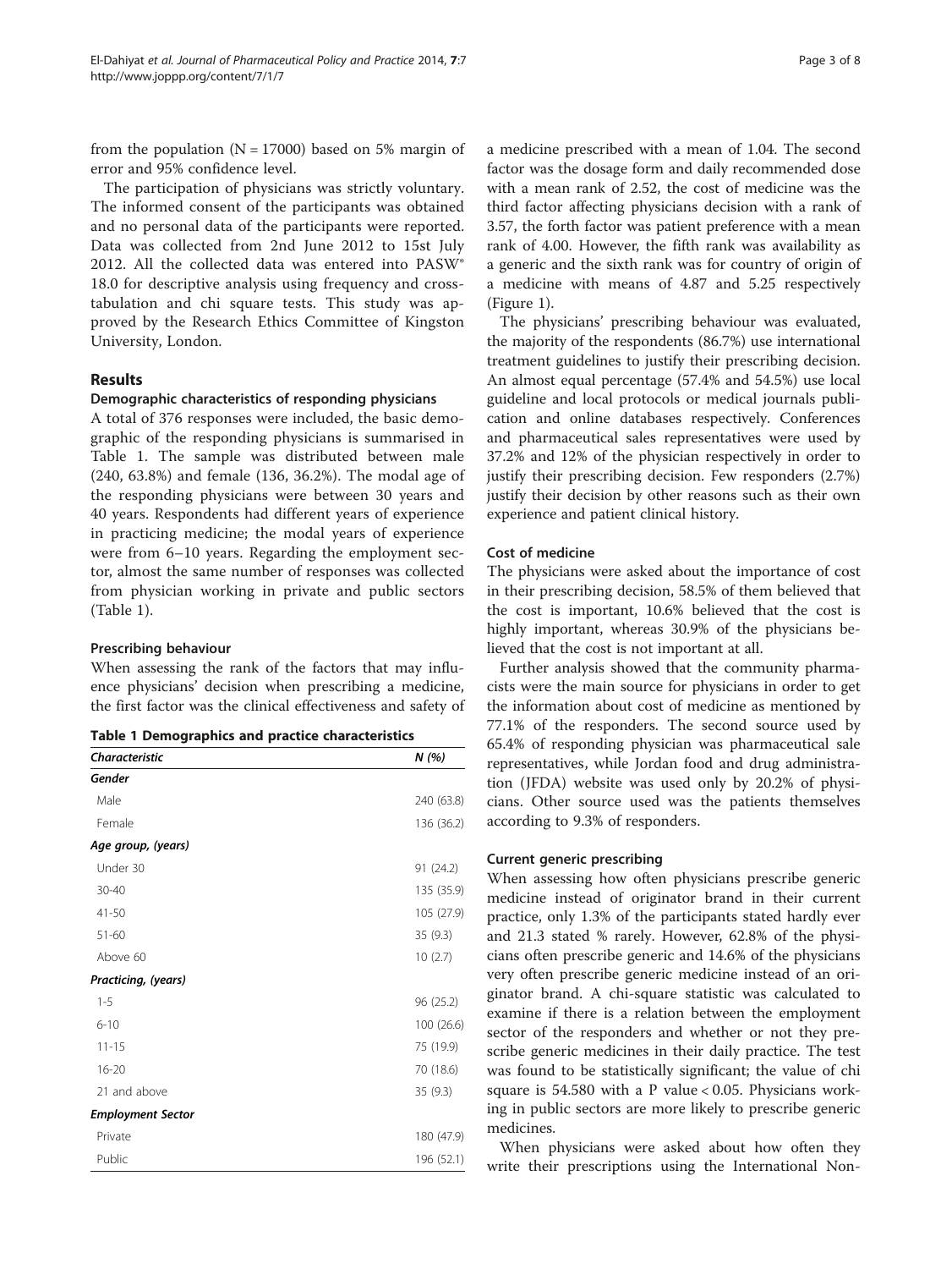from the population (N = 17000) based on 5% margin of error and 95% confidence level.

The participation of physicians was strictly voluntary. The informed consent of the participants was obtained and no personal data of the participants were reported. Data was collected from 2nd June 2012 to 15st July 2012. All the collected data was entered into PASW® 18.0 for descriptive analysis using frequency and cross-tabulation and chi square tests. This study was approved by the Research Ethics Committee of Kingston University, London.

## Results

### Demographic characteristics of responding physicians

A total of 376 responses were included, the basic demographic of the responding physicians is summarised in Table 1. The sample was distributed between male (240, 63.8%) and female (136, 36.2%). The modal age of the responding physicians were between 30 years and 40 years. Respondents had different years of experience in practicing medicine; the modal years of experience were from 6–10 years. Regarding the employment sector, almost the same number of responses was collected from physician working in private and public sectors (Table 1).

### Prescribing behaviour

When assessing the rank of the factors that may influence physicians' decision when prescribing a medicine, the first factor was the clinical effectiveness and safety of a medicine prescribed with a mean of 1.04. The second factor was the dosage form and daily recommended dose with a mean rank of 2.52, the cost of medicine was the third factor affecting physicians decision with a rank of 3.57, the forth factor was patient preference with a mean rank of 4.00. However, the fifth rank was availability as a generic and the sixth rank was for country of origin of a medicine with means of 4.87 and 5.25 respectively (Figure 1).

**Table 1 Demographics and practice characteristics**

| *Characteristic* | *N (%)* |
|---|---|
| ***Gender*** | |
| Male | 240 (63.8) |
| Female | 136 (36.2) |
| ***Age group, (years)*** | |
| Under 30 | 91 (24.2) |
| 30-40 | 135 (35.9) |
| 41-50 | 105 (27.9) |
| 51-60 | 35 (9.3) |
| Above 60 | 10 (2.7) |
| ***Practicing, (years)*** | |
| 1-5 | 96 (25.2) |
| 6-10 | 100 (26.6) |
| 11-15 | 75 (19.9) |
| 16-20 | 70 (18.6) |
| 21 and above | 35 (9.3) |
| ***Employment Sector*** | |
| Private | 180 (47.9) |
| Public | 196 (52.1) |

The physicians' prescribing behaviour was evaluated, the majority of the respondents (86.7%) use international treatment guidelines to justify their prescribing decision. An almost equal percentage (57.4% and 54.5%) use local guideline and local protocols or medical journals publication and online databases respectively. Conferences and pharmaceutical sales representatives were used by 37.2% and 12% of the physician respectively in order to justify their prescribing decision. Few responders (2.7%) justify their decision by other reasons such as their own experience and patient clinical history.

### Cost of medicine

The physicians were asked about the importance of cost in their prescribing decision, 58.5% of them believed that the cost is important, 10.6% believed that the cost is highly important, whereas 30.9% of the physicians believed that the cost is not important at all.

Further analysis showed that the community pharmacists were the main source for physicians in order to get the information about cost of medicine as mentioned by 77.1% of the responders. The second source used by 65.4% of responding physician was pharmaceutical sale representatives, while Jordan food and drug administration (JFDA) website was used only by 20.2% of physicians. Other source used was the patients themselves according to 9.3% of responders.

### Current generic prescribing

When assessing how often physicians prescribe generic medicine instead of originator brand in their current practice, only 1.3% of the participants stated hardly ever and 21.3 stated % rarely. However, 62.8% of the physicians often prescribe generic and 14.6% of the physicians very often prescribe generic medicine instead of an originator brand. A chi-square statistic was calculated to examine if there is a relation between the employment sector of the responders and whether or not they prescribe generic medicines in their daily practice. The test was found to be statistically significant; the value of chi square is 54.580 with a P value $< 0.05$. Physicians working in public sectors are more likely to prescribe generic medicines.

When physicians were asked about how often they write their prescriptions using the International Non-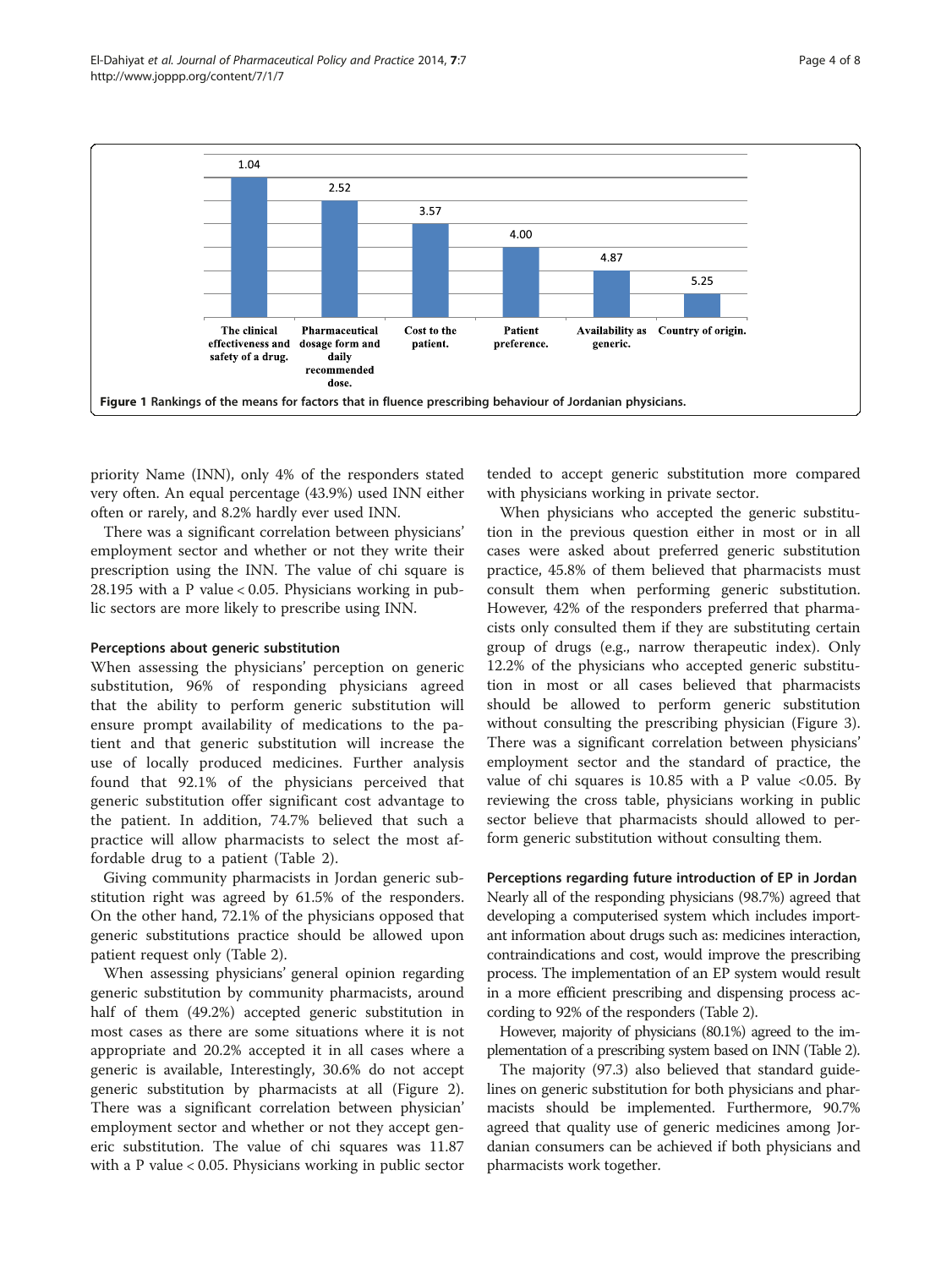Figure 1 Rankings of the means for factors that in fluence prescribing behaviour of Jordanian physicians.

priority Name (INN), only 4% of the responders stated very often. An equal percentage (43.9%) used INN either often or rarely, and 8.2% hardly ever used INN.

There was a significant correlation between physicians' employment sector and whether or not they write their prescription using the INN. The value of chi square is 28.195 with a P value < 0.05. Physicians working in public sectors are more likely to prescribe using INN.

#### Perceptions about generic substitution

When assessing the physicians' perception on generic substitution, 96% of responding physicians agreed that the ability to perform generic substitution will ensure prompt availability of medications to the patient and that generic substitution will increase the use of locally produced medicines. Further analysis found that 92.1% of the physicians perceived that generic substitution offer significant cost advantage to the patient. In addition, 74.7% believed that such a practice will allow pharmacists to select the most affordable drug to a patient (Table 2).

Giving community pharmacists in Jordan generic substitution right was agreed by 61.5% of the responders. On the other hand, 72.1% of the physicians opposed that generic substitutions practice should be allowed upon patient request only (Table 2).

When assessing physicians' general opinion regarding generic substitution by community pharmacists, around half of them (49.2%) accepted generic substitution in most cases as there are some situations where it is not appropriate and 20.2% accepted it in all cases where a generic is available, Interestingly, 30.6% do not accept generic substitution by pharmacists at all (Figure 2). There was a significant correlation between physician' employment sector and whether or not they accept generic substitution. The value of chi squares was 11.87 with a P value < 0.05. Physicians working in public sector tended to accept generic substitution more compared with physicians working in private sector.

When physicians who accepted the generic substitution in the previous question either in most or in all cases were asked about preferred generic substitution practice, 45.8% of them believed that pharmacists must consult them when performing generic substitution. However, 42% of the responders preferred that pharmacists only consulted them if they are substituting certain group of drugs (e.g., narrow therapeutic index). Only 12.2% of the physicians who accepted generic substitution in most or all cases believed that pharmacists should be allowed to perform generic substitution without consulting the prescribing physician (Figure 3). There was a significant correlation between physicians' employment sector and the standard of practice, the value of chi squares is 10.85 with a P value <0.05. By reviewing the cross table, physicians working in public sector believe that pharmacists should allowed to perform generic substitution without consulting them.

#### Perceptions regarding future introduction of EP in Jordan

Nearly all of the responding physicians (98.7%) agreed that developing a computerised system which includes important information about drugs such as: medicines interaction, contraindications and cost, would improve the prescribing process. The implementation of an EP system would result in a more efficient prescribing and dispensing process according to 92% of the responders (Table 2).

However, majority of physicians (80.1%) agreed to the implementation of a prescribing system based on INN (Table 2).

The majority (97.3) also believed that standard guidelines on generic substitution for both physicians and pharmacists should be implemented. Furthermore, 90.7% agreed that quality use of generic medicines among Jordanian consumers can be achieved if both physicians and pharmacists work together.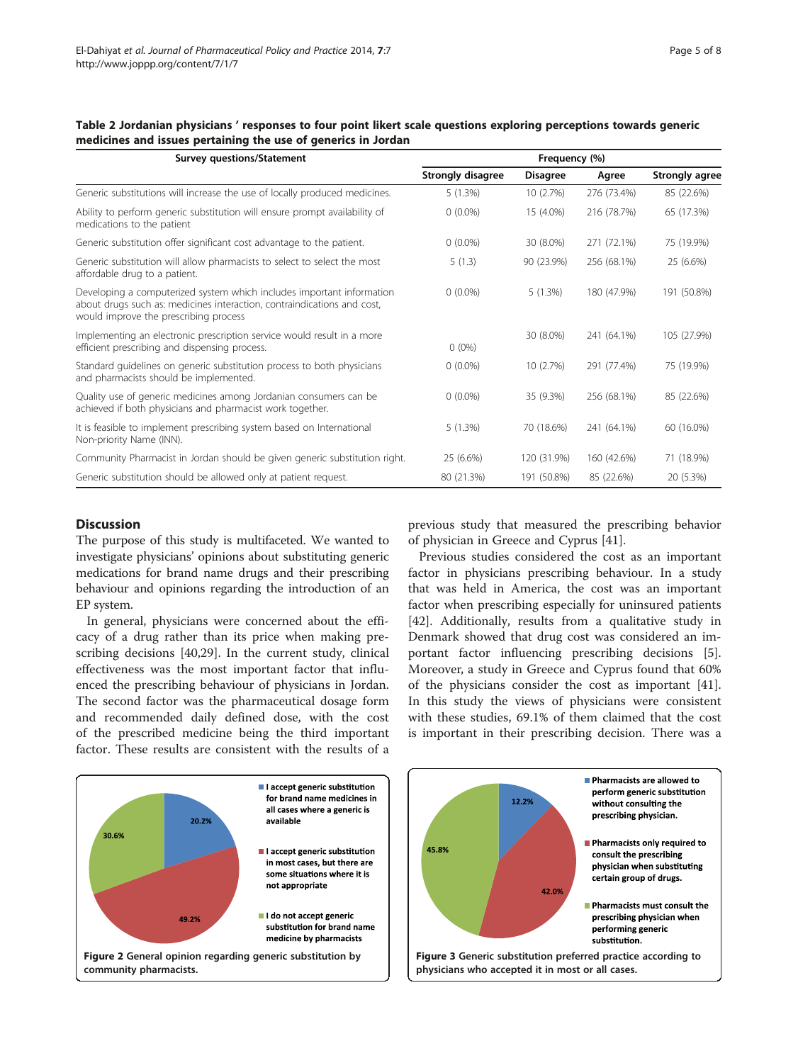**Table 2 Jordanian physicians ' responses to four point likert scale questions exploring perceptions towards generic medicines and issues pertaining the use of generics in Jordan**

| Survey questions/Statement | Frequency (%) | | | |
|---|---|---|---|---|
| | Strongly disagree | Disagree | Agree | Strongly agree |
| Generic substitutions will increase the use of locally produced medicines. | 5 (1.3%) | 10 (2.7%) | 276 (73.4%) | 85 (22.6%) |
| Ability to perform generic substitution will ensure prompt availability of medications to the patient | 0 (0.0%) | 15 (4.0%) | 216 (78.7%) | 65 (17.3%) |
| Generic substitution offer significant cost advantage to the patient. | 0 (0.0%) | 30 (8.0%) | 271 (72.1%) | 75 (19.9%) |
| Generic substitution will allow pharmacists to select to select the most affordable drug to a patient. | 5 (1.3) | 90 (23.9%) | 256 (68.1%) | 25 (6.6%) |
| Developing a computerized system which includes important information about drugs such as: medicines interaction, contraindications and cost, would improve the prescribing process | 0 (0.0%) | 5 (1.3%) | 180 (47.9%) | 191 (50.8%) |
| Implementing an electronic prescription service would result in a more efficient prescribing and dispensing process. | 0 (0%) | 30 (8.0%) | 241 (64.1%) | 105 (27.9%) |
| Standard guidelines on generic substitution process to both physicians and pharmacists should be implemented. | 0 (0.0%) | 10 (2.7%) | 291 (77.4%) | 75 (19.9%) |
| Quality use of generic medicines among Jordanian consumers can be achieved if both physicians and pharmacist work together. | 0 (0.0%) | 35 (9.3%) | 256 (68.1%) | 85 (22.6%) |
| It is feasible to implement prescribing system based on International Non-priority Name (INN). | 5 (1.3%) | 70 (18.6%) | 241 (64.1%) | 60 (16.0%) |
| Community Pharmacist in Jordan should be given generic substitution right. | 25 (6.6%) | 120 (31.9%) | 160 (42.6%) | 71 (18.9%) |
| Generic substitution should be allowed only at patient request. | 80 (21.3%) | 191 (50.8%) | 85 (22.6%) | 20 (5.3%) |

## Discussion

The purpose of this study is multifaceted. We wanted to investigate physicians' opinions about substituting generic medications for brand name drugs and their prescribing behaviour and opinions regarding the introduction of an EP system.

In general, physicians were concerned about the efficacy of a drug rather than its price when making prescribing decisions [40,29]. In the current study, clinical effectiveness was the most important factor that influenced the prescribing behaviour of physicians in Jordan. The second factor was the pharmaceutical dosage form and recommended daily defined dose, with the cost of the prescribed medicine being the third important factor. These results are consistent with the results of a previous study that measured the prescribing behavior of physician in Greece and Cyprus [41].

Previous studies considered the cost as an important factor in physicians prescribing behaviour. In a study that was held in America, the cost was an important factor when prescribing especially for uninsured patients [42]. Additionally, results from a qualitative study in Denmark showed that drug cost was considered an important factor influencing prescribing decisions [5]. Moreover, a study in Greece and Cyprus found that 60% of the physicians consider the cost as important [41]. In this study the views of physicians were consistent with these studies, 69.1% of them claimed that the cost is important in their prescribing decision. There was a

**Figure 2** General opinion regarding generic substitution by community pharmacists.

**Figure 3** Generic substitution preferred practice according to physicians who accepted it in most or all cases.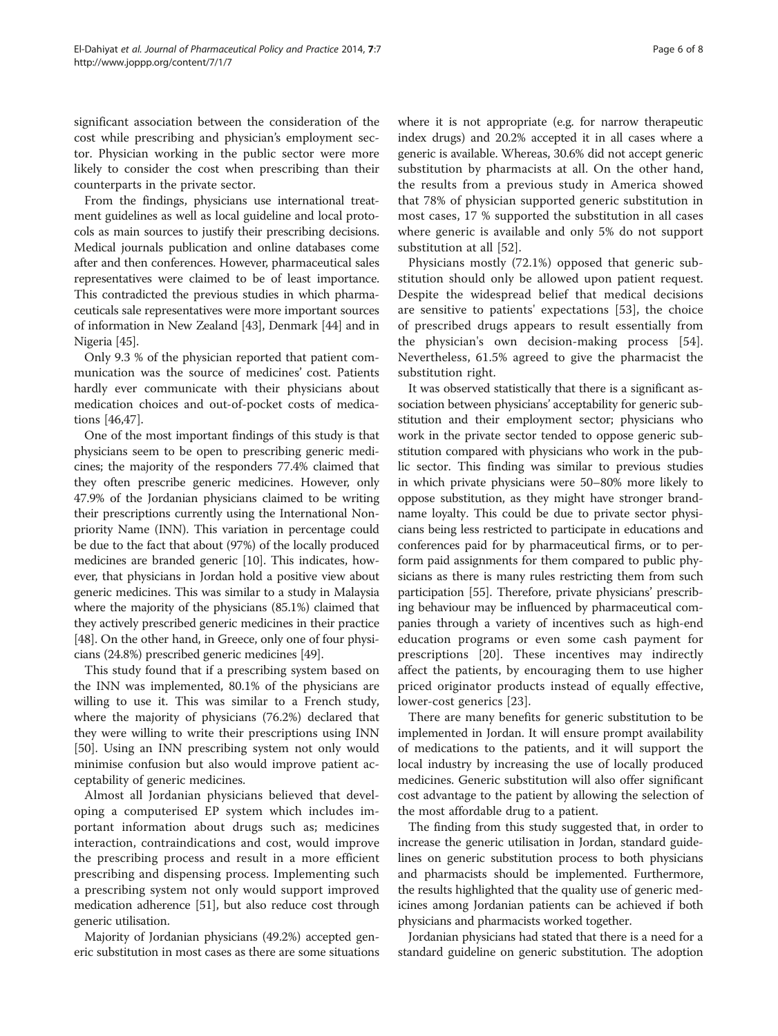significant association between the consideration of the cost while prescribing and physician's employment sector. Physician working in the public sector were more likely to consider the cost when prescribing than their counterparts in the private sector.

From the findings, physicians use international treatment guidelines as well as local guideline and local protocols as main sources to justify their prescribing decisions. Medical journals publication and online databases come after and then conferences. However, pharmaceutical sales representatives were claimed to be of least importance. This contradicted the previous studies in which pharmaceuticals sale representatives were more important sources of information in New Zealand [43], Denmark [44] and in Nigeria [45].

Only 9.3 % of the physician reported that patient communication was the source of medicines' cost. Patients hardly ever communicate with their physicians about medication choices and out-of-pocket costs of medications [46,47].

One of the most important findings of this study is that physicians seem to be open to prescribing generic medicines; the majority of the responders 77.4% claimed that they often prescribe generic medicines. However, only 47.9% of the Jordanian physicians claimed to be writing their prescriptions currently using the International Non-priority Name (INN). This variation in percentage could be due to the fact that about (97%) of the locally produced medicines are branded generic [10]. This indicates, however, that physicians in Jordan hold a positive view about generic medicines. This was similar to a study in Malaysia where the majority of the physicians (85.1%) claimed that they actively prescribed generic medicines in their practice [48]. On the other hand, in Greece, only one of four physicians (24.8%) prescribed generic medicines [49].

This study found that if a prescribing system based on the INN was implemented, 80.1% of the physicians are willing to use it. This was similar to a French study, where the majority of physicians (76.2%) declared that they were willing to write their prescriptions using INN [50]. Using an INN prescribing system not only would minimise confusion but also would improve patient acceptability of generic medicines.

Almost all Jordanian physicians believed that developing a computerised EP system which includes important information about drugs such as; medicines interaction, contraindications and cost, would improve the prescribing process and result in a more efficient prescribing and dispensing process. Implementing such a prescribing system not only would support improved medication adherence [51], but also reduce cost through generic utilisation.

Majority of Jordanian physicians (49.2%) accepted generic substitution in most cases as there are some situations where it is not appropriate (e.g. for narrow therapeutic index drugs) and 20.2% accepted it in all cases where a generic is available. Whereas, 30.6% did not accept generic substitution by pharmacists at all. On the other hand, the results from a previous study in America showed that 78% of physician supported generic substitution in most cases, 17 % supported the substitution in all cases where generic is available and only 5% do not support substitution at all [52].

Physicians mostly (72.1%) opposed that generic substitution should only be allowed upon patient request. Despite the widespread belief that medical decisions are sensitive to patients' expectations [53], the choice of prescribed drugs appears to result essentially from the physician's own decision-making process [54]. Nevertheless, 61.5% agreed to give the pharmacist the substitution right.

It was observed statistically that there is a significant association between physicians' acceptability for generic substitution and their employment sector; physicians who work in the private sector tended to oppose generic substitution compared with physicians who work in the public sector. This finding was similar to previous studies in which private physicians were 50–80% more likely to oppose substitution, as they might have stronger brand-name loyalty. This could be due to private sector physicians being less restricted to participate in educations and conferences paid for by pharmaceutical firms, or to perform paid assignments for them compared to public physicians as there is many rules restricting them from such participation [55]. Therefore, private physicians' prescribing behaviour may be influenced by pharmaceutical companies through a variety of incentives such as high-end education programs or even some cash payment for prescriptions [20]. These incentives may indirectly affect the patients, by encouraging them to use higher priced originator products instead of equally effective, lower-cost generics [23].

There are many benefits for generic substitution to be implemented in Jordan. It will ensure prompt availability of medications to the patients, and it will support the local industry by increasing the use of locally produced medicines. Generic substitution will also offer significant cost advantage to the patient by allowing the selection of the most affordable drug to a patient.

The finding from this study suggested that, in order to increase the generic utilisation in Jordan, standard guidelines on generic substitution process to both physicians and pharmacists should be implemented. Furthermore, the results highlighted that the quality use of generic medicines among Jordanian patients can be achieved if both physicians and pharmacists worked together.

Jordanian physicians had stated that there is a need for a standard guideline on generic substitution. The adoption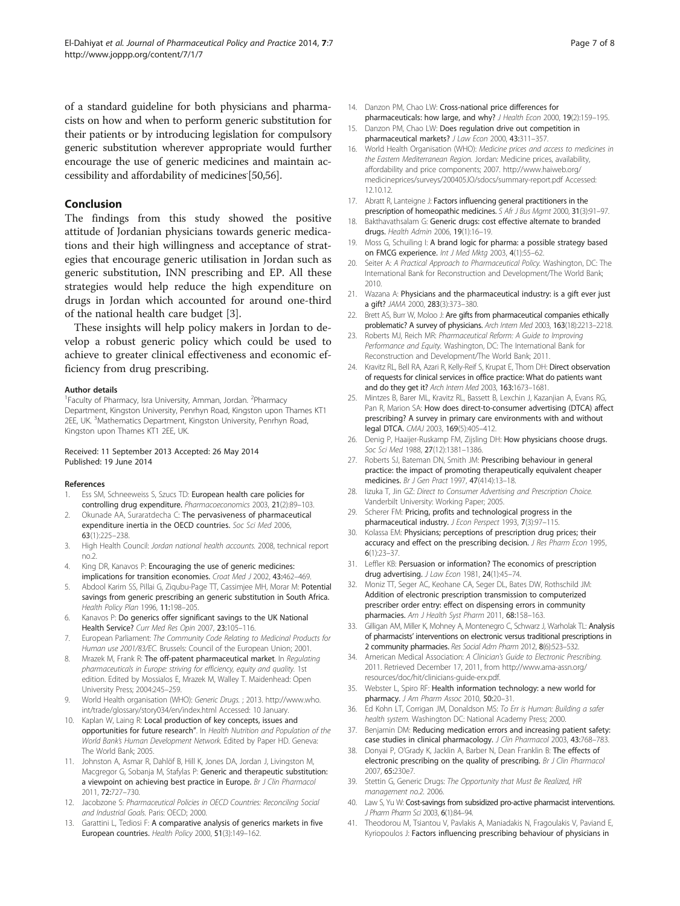of a standard guideline for both physicians and pharmacists on how and when to perform generic substitution for their patients or by introducing legislation for compulsory generic substitution wherever appropriate would further encourage the use of generic medicines and maintain accessibility and affordability of medicines [50,56].

## Conclusion

The findings from this study showed the positive attitude of Jordanian physicians towards generic medications and their high willingness and acceptance of strategies that encourage generic utilisation in Jordan such as generic substitution, INN prescribing and EP. All these strategies would help reduce the high expenditure on drugs in Jordan which accounted for around one-third of the national health care budget [3].

These insights will help policy makers in Jordan to develop a robust generic policy which could be used to achieve to greater clinical effectiveness and economic efficiency from drug prescribing.

#### Author details

[1]Faculty of Pharmacy, Isra University, Amman, Jordan. [2]Pharmacy Department, Kingston University, Penrhyn Road, Kingston upon Thames KT1 2EE, UK. [3]Mathematics Department, Kingston University, Penrhyn Road, Kingston upon Thames KT1 2EE, UK.

Received: 11 September 2013 Accepted: 26 May 2014
Published: 19 June 2014

#### References

1. Ess SM, Schneeweiss S, Szucs TD: **European health care policies for controlling drug expenditure.** *Pharmacoeconomics* 2003, **21**(2):89–103.
2. Okunade AA, Suraratdecha C: **The pervasiveness of pharmaceutical expenditure inertia in the OECD countries.** *Soc Sci Med* 2006, **63**(1):225–238.
3. High Health Council: *Jordan national health accounts.* 2008, technical report no.2.
4. King DR, Kanavos P: **Encouraging the use of generic medicines: implications for transition economies.** *Croat Med J* 2002, **43**:462–469.
5. Abdool Karim SS, Pillai G, Ziqubu-Page TT, Cassimjee MH, Morar M: **Potential savings from generic prescribing an generic substitution in South Africa.** *Health Policy Plan* 1996, **11**:198–205.
6. Kanavos P: **Do generics offer significant savings to the UK National Health Service?** *Curr Med Res Opin* 2007, **23**:105–116.
7. European Parliament: *The Community Code Relating to Medicinal Products for Human use 2001/83/EC.* Brussels: Council of the European Union; 2001.
8. Mrazek M, Frank R: **The off-patent pharmaceutical market.** In *Regulating pharmaceuticals in Europe: striving for efficiency, equity and quality.* 1st edition. Edited by Mossialos E, Mrazek M, Walley T. Maidenhead: Open University Press; 2004:245–259.
9. World Health organisation (WHO): *Generic Drugs.* ; 2013. http://www.who.int/trade/glossary/story034/en/index.html Accessed: 10 January.
10. Kaplan W, Laing R: **Local production of key concepts, issues and opportunities for future research".** In *Health Nutrition and Population of the World Bank's Human Development Network.* Edited by Paper HD. Geneva: The World Bank; 2005.
11. Johnston A, Asmar R, Dahlöf B, Hill K, Jones DA, Jordan J, Livingston M, Macgregor G, Sobanja M, Stafylas P: **Generic and therapeutic substitution: a viewpoint on achieving best practice in Europe.** *Br J Clin Pharmacol* 2011, **72**:727–730.
12. Jacobzone S: *Pharmaceutical Policies in OECD Countries: Reconciling Social and Industrial Goals.* Paris: OECD; 2000.
13. Garattini L, Tediosi F: **A comparative analysis of generics markets in five European countries.** *Health Policy* 2000, **51**(3):149–162.
14. Danzon PM, Chao LW: **Cross-national price differences for pharmaceuticals: how large, and why?** *J Health Econ* 2000, **19**(2):159–195.
15. Danzon PM, Chao LW: **Does regulation drive out competition in pharmaceutical markets?** *J Law Econ* 2000, **43**:311–357.
16. World Health Organisation (WHO): *Medicine prices and access to medicines in the Eastern Mediterranean Region.* Jordan: Medicine prices, availability, affordability and price components; 2007. http://www.haiweb.org/medicineprices/surveys/200405JO/sdocs/summary-report.pdf Accessed: 12.10.12.
17. Abratt R, Lanteigne J: **Factors influencing general practitioners in the prescription of homeopathic medicines.** *S Afr J Bus Mgmt* 2000, **31**(3):91–97.
18. Bakthavathsalam G: **Generic drugs: cost effective alternate to branded drugs.** *Health Admin* 2006, **19**(1):16–19.
19. Moss G, Schuiling I: **A brand logic for pharma: a possible strategy based on FMCG experience.** *Int J Med Mktg* 2003, **4**(1):55–62.
20. Seiter A: *A Practical Approach to Pharmaceutical Policy.* Washington, DC: The International Bank for Reconstruction and Development/The World Bank; 2010.
21. Wazana A: **Physicians and the pharmaceutical industry: is a gift ever just a gift?** *JAMA* 2000, **283**(3):373–380.
22. Brett AS, Burr W, Moloo J: **Are gifts from pharmaceutical companies ethically problematic? A survey of physicians.** *Arch Intern Med* 2003, **163**(18):2213–2218.
23. Roberts MJ, Reich MR: *Pharmaceutical Reform: A Guide to Improving Performance and Equity.* Washington, DC: The International Bank for Reconstruction and Development/The World Bank; 2011.
24. Kravitz RL, Bell RA, Azari R, Kelly-Reif S, Krupat E, Thom DH: **Direct observation of requests for clinical services in office practice: What do patients want and do they get it?** *Arch Intern Med* 2003, **163**:1673–1681.
25. Mintzes B, Barer ML, Kravitz RL, Bassett B, Lexchin J, Kazanjian A, Evans RG, Pan R, Marion SA: **How does direct-to-consumer advertising (DTCA) affect prescribing? A survey in primary care environments with and without legal DTCA.** *CMAJ* 2003, **169**(5):405–412.
26. Denig P, Haaijer-Ruskamp FM, Zijsling DH: **How physicians choose drugs.** *Soc Sci Med* 1988, **27**(12):1381–1386.
27. Roberts SJ, Bateman DN, Smith JM: **Prescribing behaviour in general practice: the impact of promoting therapeutically equivalent cheaper medicines.** *Br J Gen Pract* 1997, **47**(414):13–18.
28. Iizuka T, Jin GZ: *Direct to Consumer Advertising and Prescription Choice.* Vanderbilt University: Working Paper; 2005.
29. Scherer FM: **Pricing, profits and technological progress in the pharmaceutical industry.** *J Econ Perspect* 1993, **7**(3):97–115.
30. Kolassa EM: **Physicians; perceptions of prescription drug prices; their accuracy and effect on the prescribing decision.** *J Res Pharm Econ* 1995, **6**(1):23–37.
31. Leffler KB: **Persuasion or information? The economics of prescription drug advertising.** *J Law Econ* 1981, **24**(1):45–74.
32. Moniz TT, Seger AC, Keohane CA, Seger DL, Bates DW, Rothschild JM: **Addition of electronic prescription transmission to computerized prescriber order entry: effect on dispensing errors in community pharmacies.** *Am J Health Syst Pharm* 2011, **68**:158–163.
33. Gilligan AM, Miller K, Mohney A, Montenegro C, Schwarz J, Warholak TL: **Analysis of pharmacists' interventions on electronic versus traditional prescriptions in 2 community pharmacies.** *Res Social Adm Pharm* 2012, **8**(6):523–532.
34. American Medical Association: *A Clinician's Guide to Electronic Prescribing.* 2011. Retrieved December 17, 2011, from http://www.ama-assn.org/resources/doc/hit/clinicians-guide-erx.pdf.
35. Webster L, Spiro RF: **Health information technology: a new world for pharmacy.** *J Am Pharm Assoc* 2010, **50**:20–31.
36. Ed Kohn LT, Corrigan JM, Donaldson MS: *To Err is Human: Building a safer health system.* Washington DC: National Academy Press; 2000.
37. Benjamin DM: **Reducing medication errors and increasing patient safety: case studies in clinical pharmacology.** *J Clin Pharmacol* 2003, **43**:768–783.
38. Donyai P, O'Grady K, Jacklin A, Barber N, Dean Franklin B: **The effects of electronic prescribing on the quality of prescribing.** *Br J Clin Pharmacol* 2007, **65**:230e7.
39. Stettin G, Generic Drugs: *The Opportunity that Must Be Realized, HR management no.2.* 2006.
40. Law S, Yu W: **Cost-savings from subsidized pro-active pharmacist interventions.** *J Pharm Pharm Sci* 2003, **6**(1):84–94.
41. Theodorou M, Tsiantou V, Pavlakis A, Maniadakis N, Fragoulakis V, Paviand E, Kyriopoulos J: **Factors influencing prescribing behaviour of physicians in**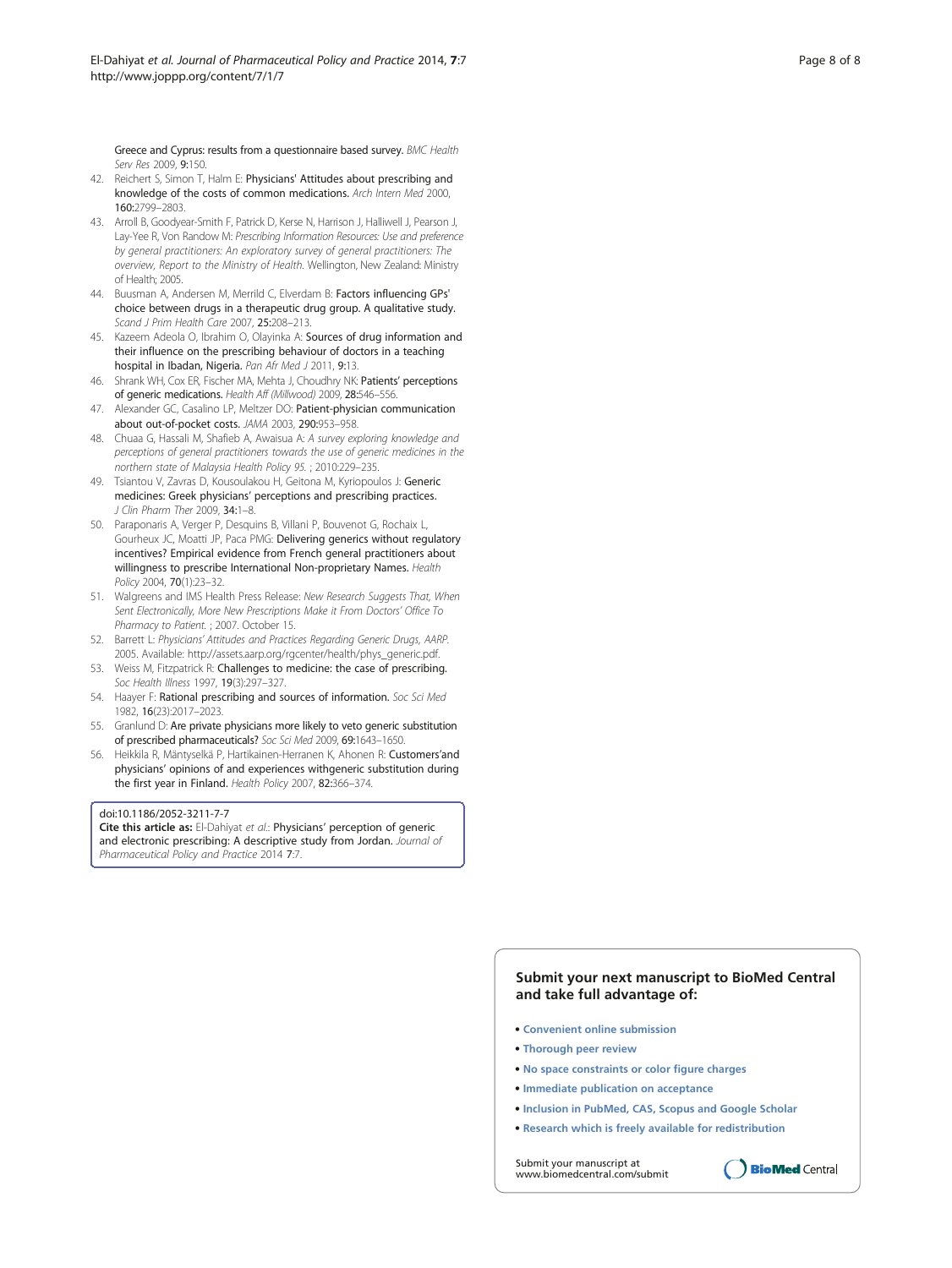Greece and Cyprus: results from a questionnaire based survey. *BMC Health Serv Res* 2009, **9**:150.

42. Reichert S, Simon T, Halm E: **Physicians' Attitudes about prescribing and knowledge of the costs of common medications.** *Arch Intern Med* 2000, **160**:2799–2803.
43. Arroll B, Goodyear-Smith F, Patrick D, Kerse N, Harrison J, Halliwell J, Pearson J, Lay-Yee R, Von Randow M: *Prescribing Information Resources: Use and preference by general practitioners: An exploratory survey of general practitioners: The overview, Report to the Ministry of Health.* Wellington, New Zealand: Ministry of Health; 2005.
44. Buusman A, Andersen M, Merrild C, Elverdam B: **Factors influencing GPs' choice between drugs in a therapeutic drug group. A qualitative study.** *Scand J Prim Health Care* 2007, **25**:208–213.
45. Kazeem Adeola O, Ibrahim O, Olayinka A: **Sources of drug information and their influence on the prescribing behaviour of doctors in a teaching hospital in Ibadan, Nigeria.** *Pan Afr Med J* 2011, **9**:13.
46. Shrank WH, Cox ER, Fischer MA, Mehta J, Choudhry NK: **Patients' perceptions of generic medications.** *Health Aff (Millwood)* 2009, **28**:546–556.
47. Alexander GC, Casalino LP, Meltzer DO: **Patient-physician communication about out-of-pocket costs.** *JAMA* 2003, **290**:953–958.
48. Chuaa G, Hassali M, Shafieb A, Awaisua A: *A survey exploring knowledge and perceptions of general practitioners towards the use of generic medicines in the northern state of Malaysia Health Policy 95.* ; 2010:229–235.
49. Tsiantou V, Zavras D, Kousoulakou H, Geitona M, Kyriopoulos J: **Generic medicines: Greek physicians' perceptions and prescribing practices.** *J Clin Pharm Ther* 2009, **34**:1–8.
50. Paraponaris A, Verger P, Desquins B, Villani P, Bouvenot G, Rochaix L, Gourheux JC, Moatti JP, Paca PMG: **Delivering generics without regulatory incentives? Empirical evidence from French general practitioners about willingness to prescribe International Non-proprietary Names.** *Health Policy* 2004, **70**(1):23–32.
51. Walgreens and IMS Health Press Release: *New Research Suggests That, When Sent Electronically, More New Prescriptions Make it From Doctors' Office To Pharmacy to Patient.* ; 2007. October 15.
52. Barrett L: *Physicians' Attitudes and Practices Regarding Generic Drugs, AARP.* 2005. Available: http://assets.aarp.org/rgcenter/health/phys_generic.pdf.
53. Weiss M, Fitzpatrick R: **Challenges to medicine: the case of prescribing.** *Soc Health Illness* 1997, **19**(3):297–327.
54. Haayer F: **Rational prescribing and sources of information.** *Soc Sci Med* 1982, **16**(23):2017–2023.
55. Granlund D: **Are private physicians more likely to veto generic substitution of prescribed pharmaceuticals?** *Soc Sci Med* 2009, **69**:1643–1650.
56. Heikkila R, Mäntyselkä P, Hartikainen-Herranen K, Ahonen R: **Customers'and physicians' opinions of and experiences withgeneric substitution during the first year in Finland.** *Health Policy* 2007, **82**:366–374.

doi:10.1186/2052-3211-7-7

**Cite this article as:** El-Dahiyat *et al.*: Physicians' perception of generic and electronic prescribing: A descriptive study from Jordan. *Journal of Pharmaceutical Policy and Practice* 2014 7:7.

**Submit your next manuscript to BioMed Central and take full advantage of:**

- **Convenient online submission**
- **Thorough peer review**
- **No space constraints or color figure charges**
- **Immediate publication on acceptance**
- **Inclusion in PubMed, CAS, Scopus and Google Scholar**
- **Research which is freely available for redistribution**

Submit your manuscript at www.biomedcentral.com/submit

BioMed Central